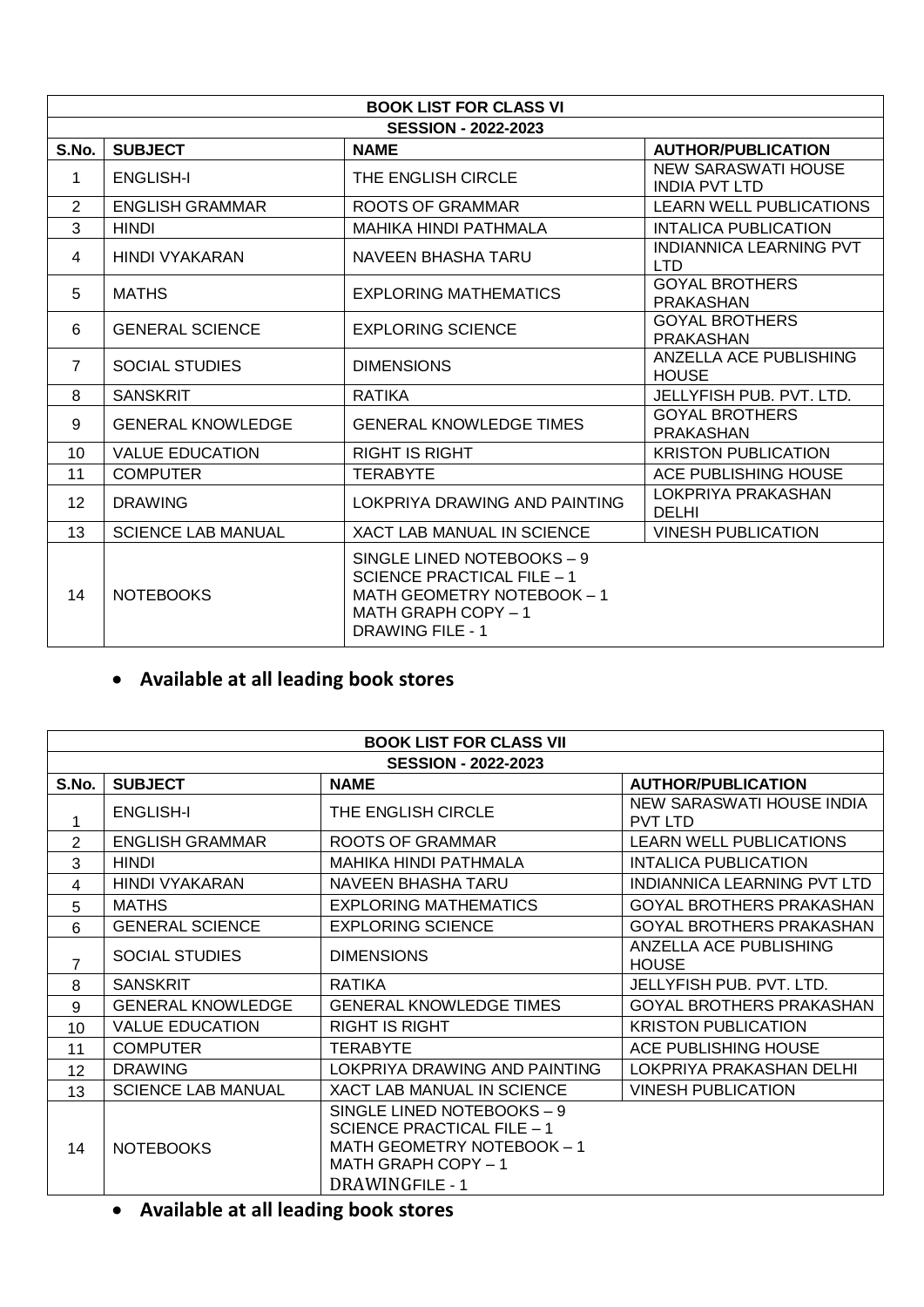| BOOK LIST FOR CLASS VI | | | |
|---|---|---|---|
| SESSION - 2022-2023 | | | |
| **S.No.** | **SUBJECT** | **NAME** | **AUTHOR/PUBLICATION** |
| 1 | ENGLISH-I | THE ENGLISH CIRCLE | NEW SARASWATI HOUSE INDIA PVT LTD |
| 2 | ENGLISH GRAMMAR | ROOTS OF GRAMMAR | LEARN WELL PUBLICATIONS |
| 3 | HINDI | MAHIKA HINDI PATHMALA | INTALICA PUBLICATION |
| 4 | HINDI VYAKARAN | NAVEEN BHASHA TARU | INDIANNICA LEARNING PVT LTD |
| 5 | MATHS | EXPLORING MATHEMATICS | GOYAL BROTHERS PRAKASHAN |
| 6 | GENERAL SCIENCE | EXPLORING SCIENCE | GOYAL BROTHERS PRAKASHAN |
| 7 | SOCIAL STUDIES | DIMENSIONS | ANZELLA ACE PUBLISHING HOUSE |
| 8 | SANSKRIT | RATIKA | JELLYFISH PUB. PVT. LTD. |
| 9 | GENERAL KNOWLEDGE | GENERAL KNOWLEDGE TIMES | GOYAL BROTHERS PRAKASHAN |
| 10 | VALUE EDUCATION | RIGHT IS RIGHT | KRISTON PUBLICATION |
| 11 | COMPUTER | TERABYTE | ACE PUBLISHING HOUSE |
| 12 | DRAWING | LOKPRIYA DRAWING AND PAINTING | LOKPRIYA PRAKASHAN DELHI |
| 13 | SCIENCE LAB MANUAL | XACT LAB MANUAL IN SCIENCE | VINESH PUBLICATION |
| 14 | NOTEBOOKS | SINGLE LINED NOTEBOOKS – 9<br>SCIENCE PRACTICAL FILE – 1<br>MATH GEOMETRY NOTEBOOK – 1<br>MATH GRAPH COPY – 1<br>DRAWING FILE - 1 | |

- **Available at all leading book stores**

| BOOK LIST FOR CLASS VII | | | |
|---|---|---|---|
| SESSION - 2022-2023 | | | |
| **S.No.** | **SUBJECT** | **NAME** | **AUTHOR/PUBLICATION** |
| 1 | ENGLISH-I | THE ENGLISH CIRCLE | NEW SARASWATI HOUSE INDIA PVT LTD |
| 2 | ENGLISH GRAMMAR | ROOTS OF GRAMMAR | LEARN WELL PUBLICATIONS |
| 3 | HINDI | MAHIKA HINDI PATHMALA | INTALICA PUBLICATION |
| 4 | HINDI VYAKARAN | NAVEEN BHASHA TARU | INDIANNICA LEARNING PVT LTD |
| 5 | MATHS | EXPLORING MATHEMATICS | GOYAL BROTHERS PRAKASHAN |
| 6 | GENERAL SCIENCE | EXPLORING SCIENCE | GOYAL BROTHERS PRAKASHAN |
| 7 | SOCIAL STUDIES | DIMENSIONS | ANZELLA ACE PUBLISHING HOUSE |
| 8 | SANSKRIT | RATIKA | JELLYFISH PUB. PVT. LTD. |
| 9 | GENERAL KNOWLEDGE | GENERAL KNOWLEDGE TIMES | GOYAL BROTHERS PRAKASHAN |
| 10 | VALUE EDUCATION | RIGHT IS RIGHT | KRISTON PUBLICATION |
| 11 | COMPUTER | TERABYTE | ACE PUBLISHING HOUSE |
| 12 | DRAWING | LOKPRIYA DRAWING AND PAINTING | LOKPRIYA PRAKASHAN DELHI |
| 13 | SCIENCE LAB MANUAL | XACT LAB MANUAL IN SCIENCE | VINESH PUBLICATION |
| 14 | NOTEBOOKS | SINGLE LINED NOTEBOOKS – 9<br>SCIENCE PRACTICAL FILE – 1<br>MATH GEOMETRY NOTEBOOK – 1<br>MATH GRAPH COPY – 1<br>DRAWINGFILE - 1 | |

- **Available at all leading book stores**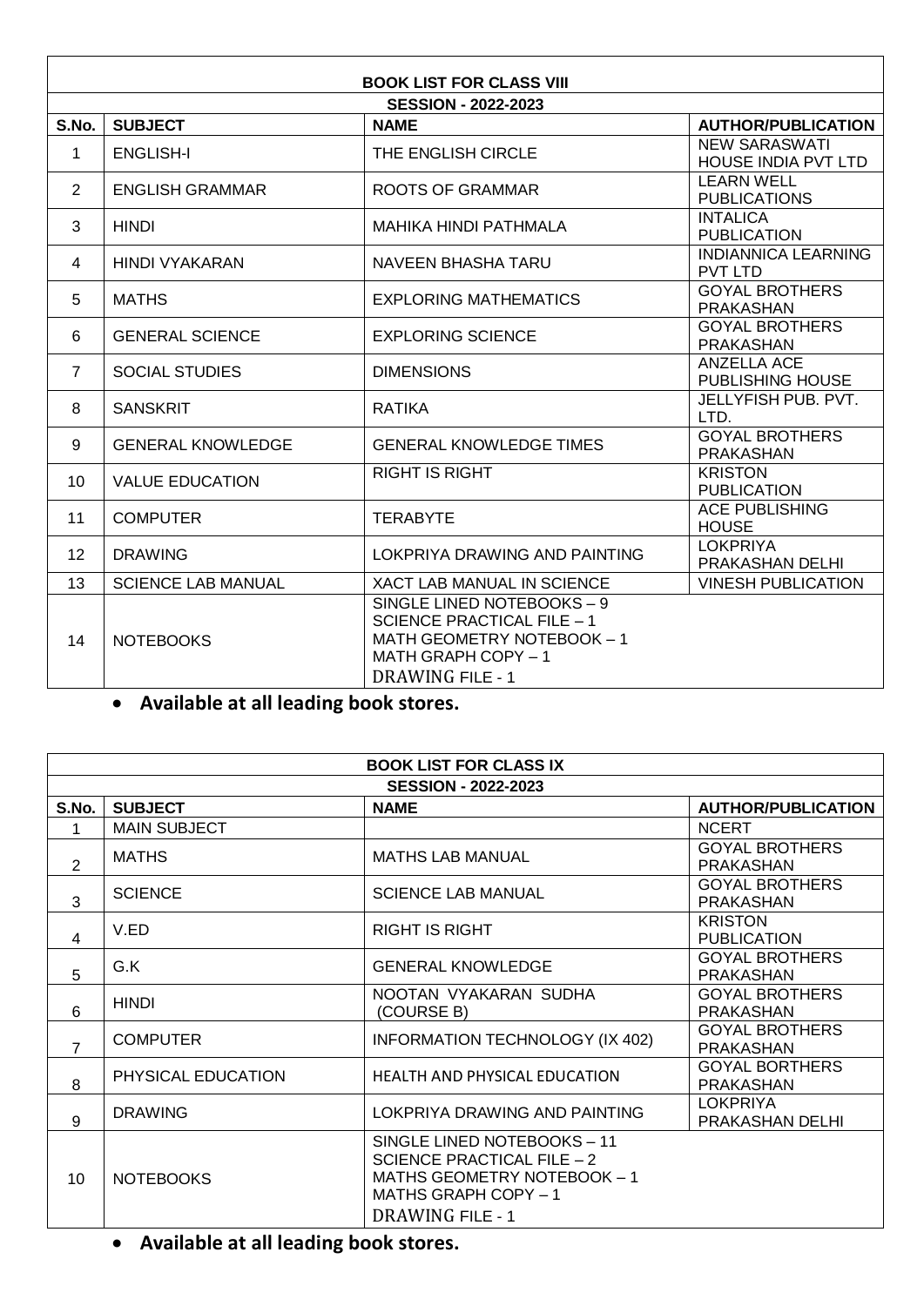## BOOK LIST FOR CLASS VIII

### SESSION - 2022-2023

| S.No. | SUBJECT | NAME | AUTHOR/PUBLICATION |
|---|---|---|---|
| 1 | ENGLISH-I | THE ENGLISH CIRCLE | NEW SARASWATI HOUSE INDIA PVT LTD |
| 2 | ENGLISH GRAMMAR | ROOTS OF GRAMMAR | LEARN WELL PUBLICATIONS |
| 3 | HINDI | MAHIKA HINDI PATHMALA | INTALICA PUBLICATION |
| 4 | HINDI VYAKARAN | NAVEEN BHASHA TARU | INDIANNICA LEARNING PVT LTD |
| 5 | MATHS | EXPLORING MATHEMATICS | GOYAL BROTHERS PRAKASHAN |
| 6 | GENERAL SCIENCE | EXPLORING SCIENCE | GOYAL BROTHERS PRAKASHAN |
| 7 | SOCIAL STUDIES | DIMENSIONS | ANZELLA ACE PUBLISHING HOUSE |
| 8 | SANSKRIT | RATIKA | JELLYFISH PUB. PVT. LTD. |
| 9 | GENERAL KNOWLEDGE | GENERAL KNOWLEDGE TIMES | GOYAL BROTHERS PRAKASHAN |
| 10 | VALUE EDUCATION | RIGHT IS RIGHT | KRISTON PUBLICATION |
| 11 | COMPUTER | TERABYTE | ACE PUBLISHING HOUSE |
| 12 | DRAWING | LOKPRIYA DRAWING AND PAINTING | LOKPRIYA PRAKASHAN DELHI |
| 13 | SCIENCE LAB MANUAL | XACT LAB MANUAL IN SCIENCE | VINESH PUBLICATION |
| 14 | NOTEBOOKS | SINGLE LINED NOTEBOOKS – 9<br>SCIENCE PRACTICAL FILE – 1<br>MATH GEOMETRY NOTEBOOK – 1<br>MATH GRAPH COPY – 1<br>DRAWING FILE - 1 | |

- **Available at all leading book stores.**

## BOOK LIST FOR CLASS IX

### SESSION - 2022-2023

| S.No. | SUBJECT | NAME | AUTHOR/PUBLICATION |
|---|---|---|---|
| 1 | MAIN SUBJECT | | NCERT |
| 2 | MATHS | MATHS LAB MANUAL | GOYAL BROTHERS PRAKASHAN |
| 3 | SCIENCE | SCIENCE LAB MANUAL | GOYAL BROTHERS PRAKASHAN |
| 4 | V.ED | RIGHT IS RIGHT | KRISTON PUBLICATION |
| 5 | G.K | GENERAL KNOWLEDGE | GOYAL BROTHERS PRAKASHAN |
| 6 | HINDI | NOOTAN VYAKARAN SUDHA (COURSE B) | GOYAL BROTHERS PRAKASHAN |
| 7 | COMPUTER | INFORMATION TECHNOLOGY (IX 402) | GOYAL BROTHERS PRAKASHAN |
| 8 | PHYSICAL EDUCATION | HEALTH AND PHYSICAL EDUCATION | GOYAL BORTHERS PRAKASHAN |
| 9 | DRAWING | LOKPRIYA DRAWING AND PAINTING | LOKPRIYA PRAKASHAN DELHI |
| 10 | NOTEBOOKS | SINGLE LINED NOTEBOOKS – 11<br>SCIENCE PRACTICAL FILE – 2<br>MATHS GEOMETRY NOTEBOOK – 1<br>MATHS GRAPH COPY – 1<br>DRAWING FILE - 1 | |

- **Available at all leading book stores.**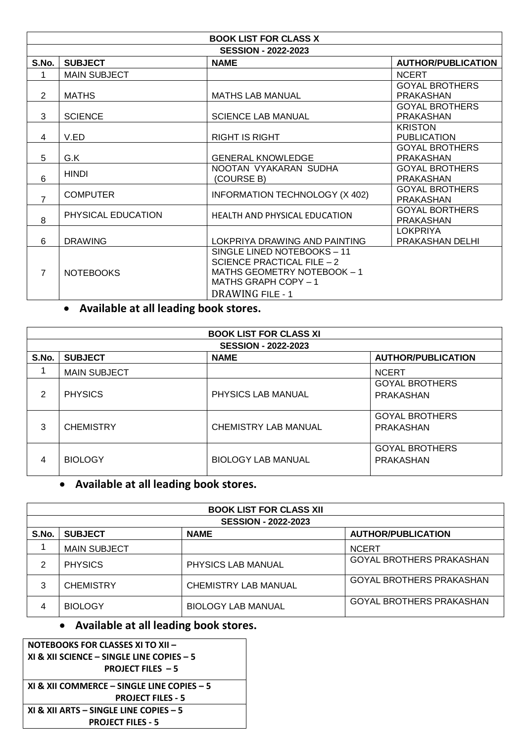| BOOK LIST FOR CLASS X | | | |
|---|---|---|---|
| SESSION - 2022-2023 | | | |
| S.No. | SUBJECT | NAME | AUTHOR/PUBLICATION |
| 1 | MAIN SUBJECT | | NCERT |
| 2 | MATHS | MATHS LAB MANUAL | GOYAL BROTHERS PRAKASHAN |
| 3 | SCIENCE | SCIENCE LAB MANUAL | GOYAL BROTHERS PRAKASHAN |
| 4 | V.ED | RIGHT IS RIGHT | KRISTON PUBLICATION |
| 5 | G.K | GENERAL KNOWLEDGE | GOYAL BROTHERS PRAKASHAN |
| 6 | HINDI | NOOTAN VYAKARAN SUDHA (COURSE B) | GOYAL BROTHERS PRAKASHAN |
| 7 | COMPUTER | INFORMATION TECHNOLOGY (X 402) | GOYAL BROTHERS PRAKASHAN |
| 8 | PHYSICAL EDUCATION | HEALTH AND PHYSICAL EDUCATION | GOYAL BORTHERS PRAKASHAN |
| 6 | DRAWING | LOKPRIYA DRAWING AND PAINTING | LOKPRIYA PRAKASHAN DELHI |
| 7 | NOTEBOOKS | SINGLE LINED NOTEBOOKS – 11<br>SCIENCE PRACTICAL FILE – 2<br>MATHS GEOMETRY NOTEBOOK – 1<br>MATHS GRAPH COPY – 1<br>DRAWING FILE - 1 | |

- **Available at all leading book stores.**

| BOOK LIST FOR CLASS XI | | | |
|---|---|---|---|
| SESSION - 2022-2023 | | | |
| S.No. | SUBJECT | NAME | AUTHOR/PUBLICATION |
| 1 | MAIN SUBJECT | | NCERT |
| 2 | PHYSICS | PHYSICS LAB MANUAL | GOYAL BROTHERS PRAKASHAN |
| 3 | CHEMISTRY | CHEMISTRY LAB MANUAL | GOYAL BROTHERS PRAKASHAN |
| 4 | BIOLOGY | BIOLOGY LAB MANUAL | GOYAL BROTHERS PRAKASHAN |

- **Available at all leading book stores.**

| BOOK LIST FOR CLASS XII | | | |
|---|---|---|---|
| SESSION - 2022-2023 | | | |
| S.No. | SUBJECT | NAME | AUTHOR/PUBLICATION |
| 1 | MAIN SUBJECT | | NCERT |
| 2 | PHYSICS | PHYSICS LAB MANUAL | GOYAL BROTHERS PRAKASHAN |
| 3 | CHEMISTRY | CHEMISTRY LAB MANUAL | GOYAL BROTHERS PRAKASHAN |
| 4 | BIOLOGY | BIOLOGY LAB MANUAL | GOYAL BROTHERS PRAKASHAN |

- **Available at all leading book stores.**

| |
|---|
| **NOTEBOOKS FOR CLASSES XI TO XII –**<br>**XI & XII SCIENCE – SINGLE LINE COPIES – 5**<br>**PROJECT FILES – 5** |
| **XI & XII COMMERCE – SINGLE LINE COPIES – 5**<br>**PROJECT FILES - 5** |
| **XI & XII ARTS – SINGLE LINE COPIES – 5**<br>**PROJECT FILES - 5** |